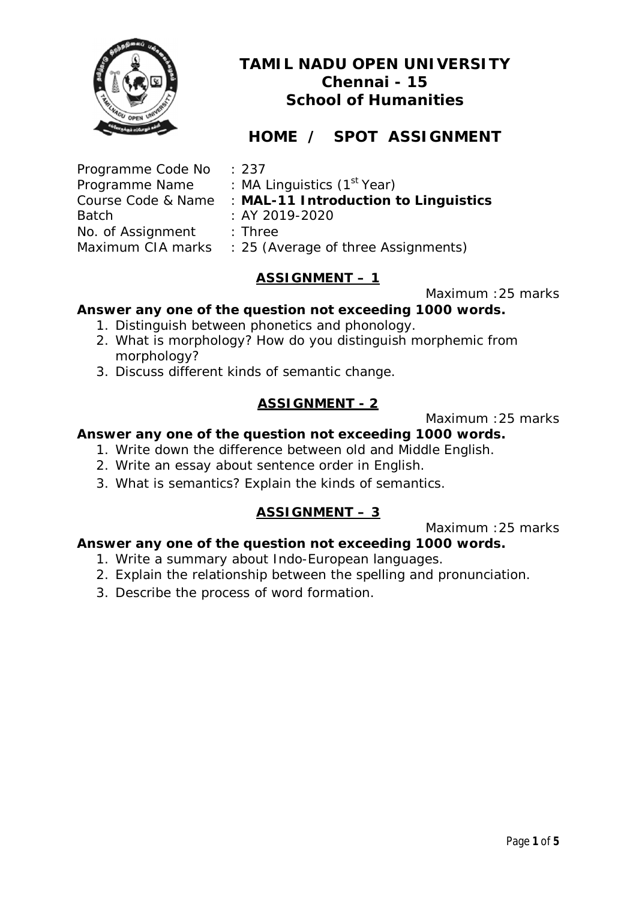# TAMIL NADU OPEN UNIVERSITY
## Chennai - 15
## School of Humanities

## HOME / SPOT ASSIGNMENT

Programme Code No : 237
Programme Name : MA Linguistics (1st Year)
Course Code & Name : **MAL-11 Introduction to Linguistics**
Batch : AY 2019-2020
No. of Assignment : Three
Maximum CIA marks : 25 (Average of three Assignments)

### ASSIGNMENT – 1

Maximum :25 marks

**Answer any one of the question not exceeding 1000 words.**

1. Distinguish between phonetics and phonology.
2. What is morphology? How do you distinguish morphemic from morphology?
3. Discuss different kinds of semantic change.

### ASSIGNMENT - 2

Maximum :25 marks

**Answer any one of the question not exceeding 1000 words.**

1. Write down the difference between old and Middle English.
2. Write an essay about sentence order in English.
3. What is semantics? Explain the kinds of semantics.

### ASSIGNMENT – 3

Maximum :25 marks

**Answer any one of the question not exceeding 1000 words.**

1. Write a summary about Indo-European languages.
2. Explain the relationship between the spelling and pronunciation.
3. Describe the process of word formation.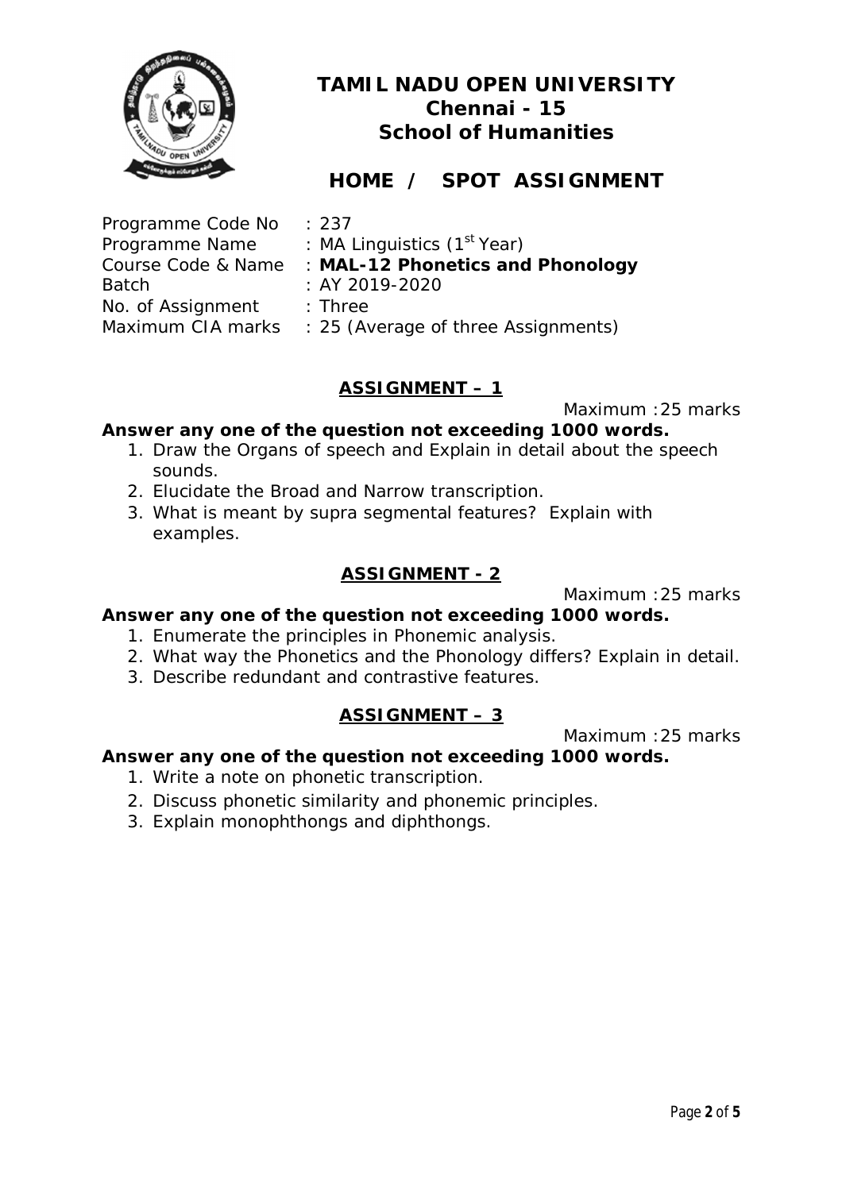# TAMIL NADU OPEN UNIVERSITY
## Chennai - 15
## School of Humanities

## HOME / SPOT ASSIGNMENT

Programme Code No : 237
Programme Name : MA Linguistics (1st Year)
Course Code & Name : **MAL-12 Phonetics and Phonology**
Batch : AY 2019-2020
No. of Assignment : Three
Maximum CIA marks : 25 (Average of three Assignments)

### ASSIGNMENT – 1

Maximum :25 marks

**Answer any one of the question not exceeding 1000 words.**

1. Draw the Organs of speech and Explain in detail about the speech sounds.
2. Elucidate the Broad and Narrow transcription.
3. What is meant by supra segmental features? Explain with examples.

### ASSIGNMENT - 2

Maximum :25 marks

**Answer any one of the question not exceeding 1000 words.**

1. Enumerate the principles in Phonemic analysis.
2. What way the Phonetics and the Phonology differs? Explain in detail.
3. Describe redundant and contrastive features.

### ASSIGNMENT – 3

Maximum :25 marks

**Answer any one of the question not exceeding 1000 words.**

1. Write a note on phonetic transcription.
2. Discuss phonetic similarity and phonemic principles.
3. Explain monophthongs and diphthongs.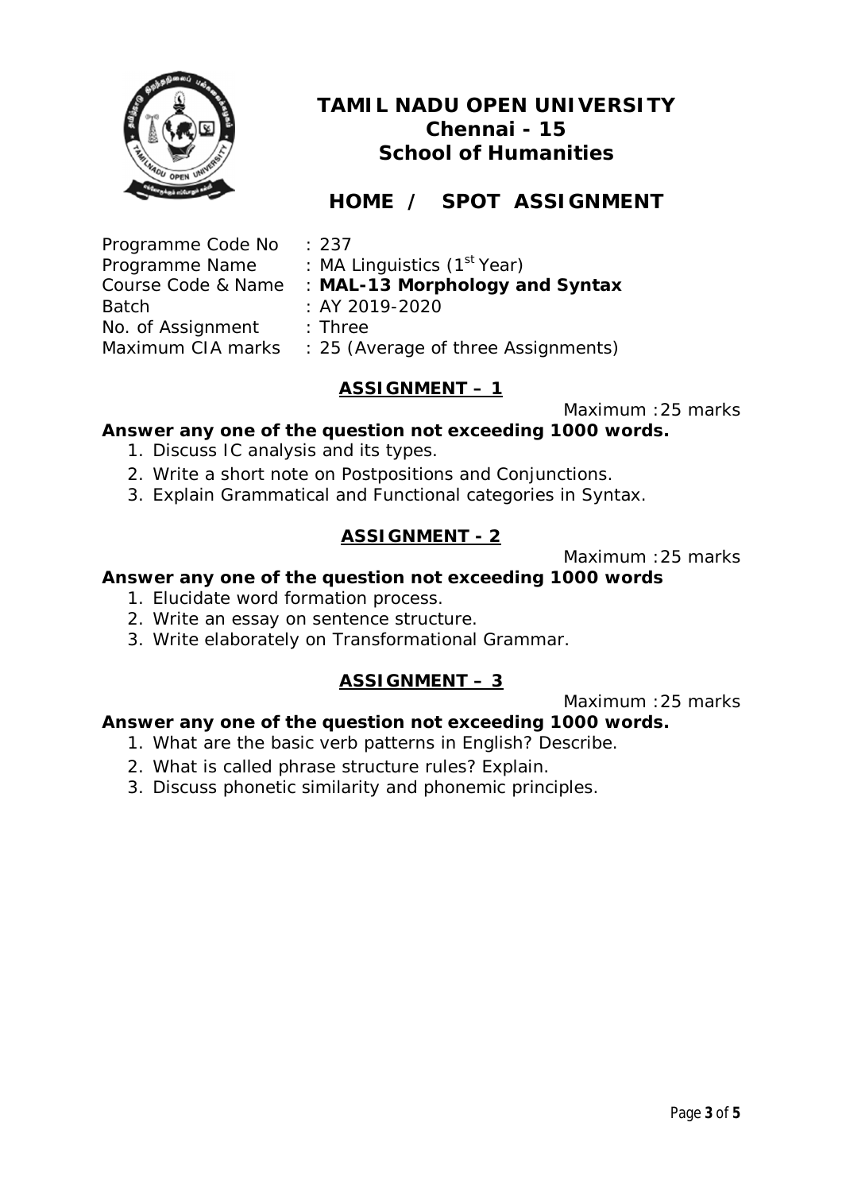# TAMIL NADU OPEN UNIVERSITY
## Chennai - 15
## School of Humanities

## HOME / SPOT ASSIGNMENT

| | |
|---|---|
| Programme Code No | : 237 |
| Programme Name | : MA Linguistics (1st Year) |
| Course Code & Name | : **MAL-13 Morphology and Syntax** |
| Batch | : AY 2019-2020 |
| No. of Assignment | : Three |
| Maximum CIA marks | : 25 (Average of three Assignments) |

### ASSIGNMENT – 1

Maximum :25 marks

**Answer any one of the question not exceeding 1000 words.**

1. Discuss IC analysis and its types.
2. Write a short note on Postpositions and Conjunctions.
3. Explain Grammatical and Functional categories in Syntax.

### ASSIGNMENT - 2

Maximum :25 marks

**Answer any one of the question not exceeding 1000 words**

1. Elucidate word formation process.
2. Write an essay on sentence structure.
3. Write elaborately on Transformational Grammar.

### ASSIGNMENT – 3

Maximum :25 marks

**Answer any one of the question not exceeding 1000 words.**

1. What are the basic verb patterns in English? Describe.
2. What is called phrase structure rules? Explain.
3. Discuss phonetic similarity and phonemic principles.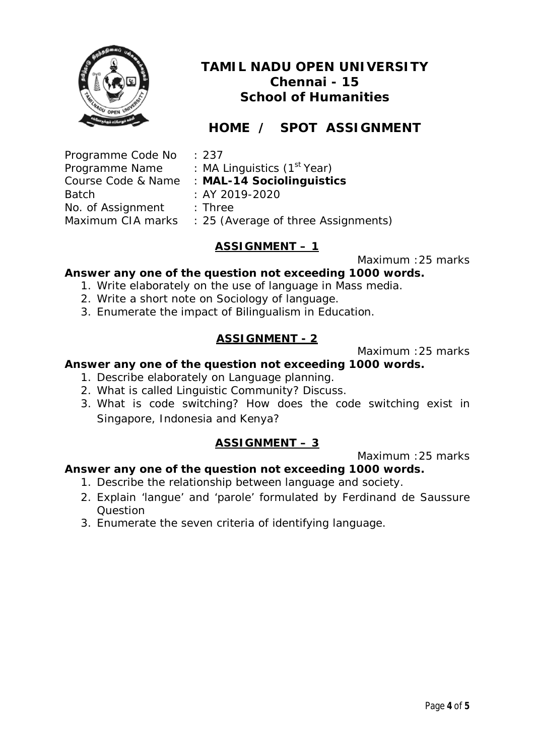# TAMIL NADU OPEN UNIVERSITY
## Chennai - 15
## School of Humanities

## HOME / SPOT ASSIGNMENT

Programme Code No : 237
Programme Name : MA Linguistics (1st Year)
Course Code & Name : **MAL-14 Sociolinguistics**
Batch : AY 2019-2020
No. of Assignment : Three
Maximum CIA marks : 25 (Average of three Assignments)

### ASSIGNMENT – 1

Maximum :25 marks

**Answer any one of the question not exceeding 1000 words.**

1. Write elaborately on the use of language in Mass media.
2. Write a short note on Sociology of language.
3. Enumerate the impact of Bilingualism in Education.

### ASSIGNMENT - 2

Maximum :25 marks

**Answer any one of the question not exceeding 1000 words.**

1. Describe elaborately on Language planning.
2. What is called Linguistic Community? Discuss.
3. What is code switching? How does the code switching exist in Singapore, Indonesia and Kenya?

### ASSIGNMENT – 3

Maximum :25 marks

**Answer any one of the question not exceeding 1000 words.**

1. Describe the relationship between language and society.
2. Explain 'langue' and 'parole' formulated by Ferdinand de Saussure Question
3. Enumerate the seven criteria of identifying language.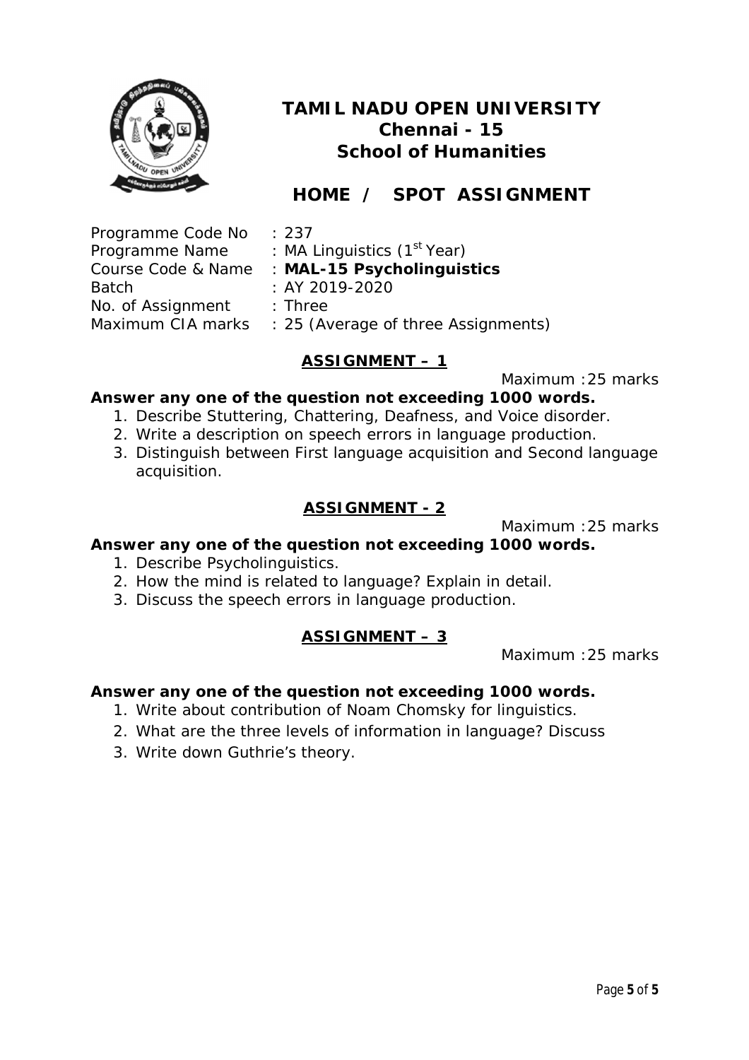# TAMIL NADU OPEN UNIVERSITY

**Chennai - 15**

**School of Humanities**

## HOME / SPOT ASSIGNMENT

| | |
|---|---|
| Programme Code No | : 237 |
| Programme Name | : MA Linguistics (1st Year) |
| Course Code & Name | : **MAL-15 Psycholinguistics** |
| Batch | : AY 2019-2020 |
| No. of Assignment | : Three |
| Maximum CIA marks | : 25 (Average of three Assignments) |

### ASSIGNMENT – 1

Maximum :25 marks

**Answer any one of the question not exceeding 1000 words.**

1. Describe Stuttering, Chattering, Deafness, and Voice disorder.
2. Write a description on speech errors in language production.
3. Distinguish between First language acquisition and Second language acquisition.

### ASSIGNMENT - 2

Maximum :25 marks

**Answer any one of the question not exceeding 1000 words.**

1. Describe Psycholinguistics.
2. How the mind is related to language? Explain in detail.
3. Discuss the speech errors in language production.

### ASSIGNMENT – 3

Maximum :25 marks

**Answer any one of the question not exceeding 1000 words.**

1. Write about contribution of Noam Chomsky for linguistics.
2. What are the three levels of information in language? Discuss
3. Write down Guthrie's theory.